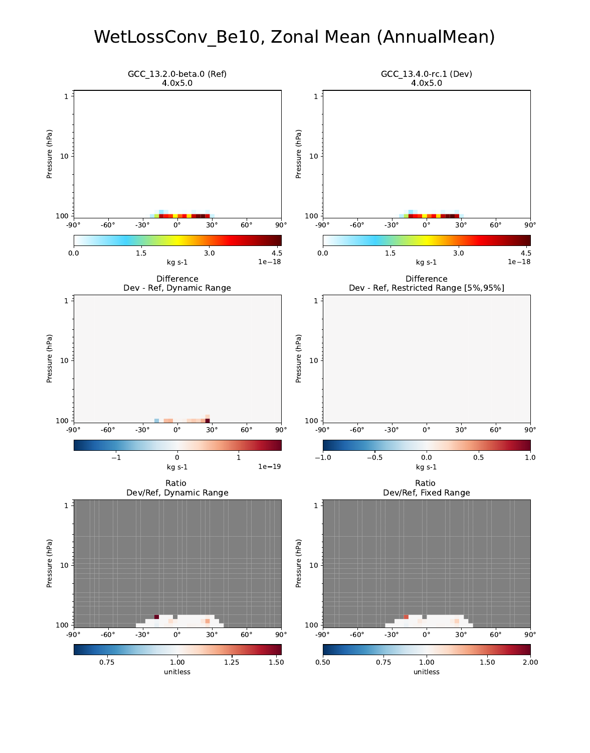# WetLossConv_Be10, Zonal Mean (AnnualMean)

GCC_13.2.0-beta.0 (Ref)
4.0x5.0

GCC_13.4.0-rc.1 (Dev)
4.0x5.0

Difference
Dev - Ref, Dynamic Range

Difference
Dev - Ref, Restricted Range [5%,95%]

Ratio
Dev/Ref, Dynamic Range

Ratio
Dev/Ref, Fixed Range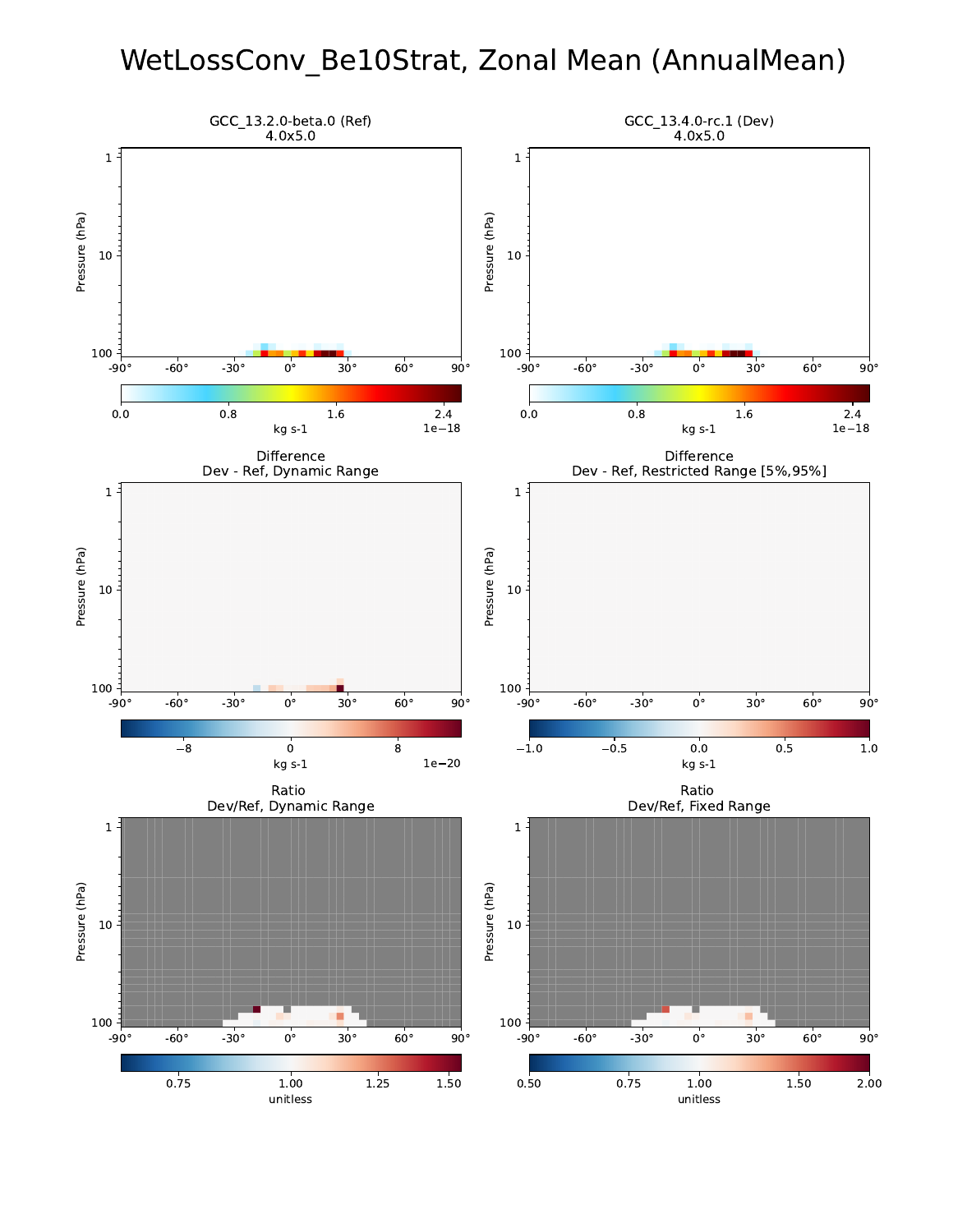# WetLossConv_Be10Strat, Zonal Mean (AnnualMean)

GCC_13.2.0-beta.0 (Ref)
4.0x5.0

GCC_13.4.0-rc.1 (Dev)
4.0x5.0

Pressure (hPa)

kg s-1 1e−18

Difference
Dev - Ref, Dynamic Range

kg s-1 1e−20

Difference
Dev - Ref, Restricted Range [5%,95%]

kg s-1

Ratio
Dev/Ref, Dynamic Range

unitless

Ratio
Dev/Ref, Fixed Range

unitless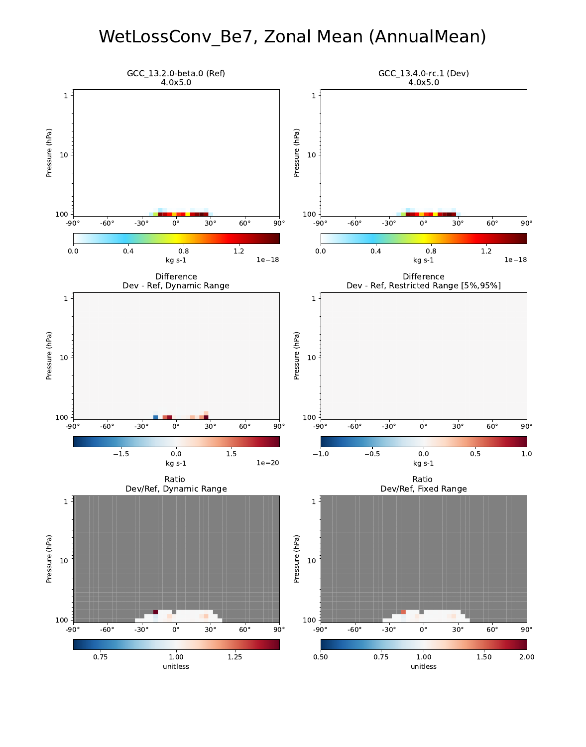# WetLossConv_Be7, Zonal Mean (AnnualMean)

GCC_13.2.0-beta.0 (Ref)
4.0x5.0

GCC_13.4.0-rc.1 (Dev)
4.0x5.0

Difference
Dev - Ref, Dynamic Range

Difference
Dev - Ref, Restricted Range [5%,95%]

Ratio
Dev/Ref, Dynamic Range

Ratio
Dev/Ref, Fixed Range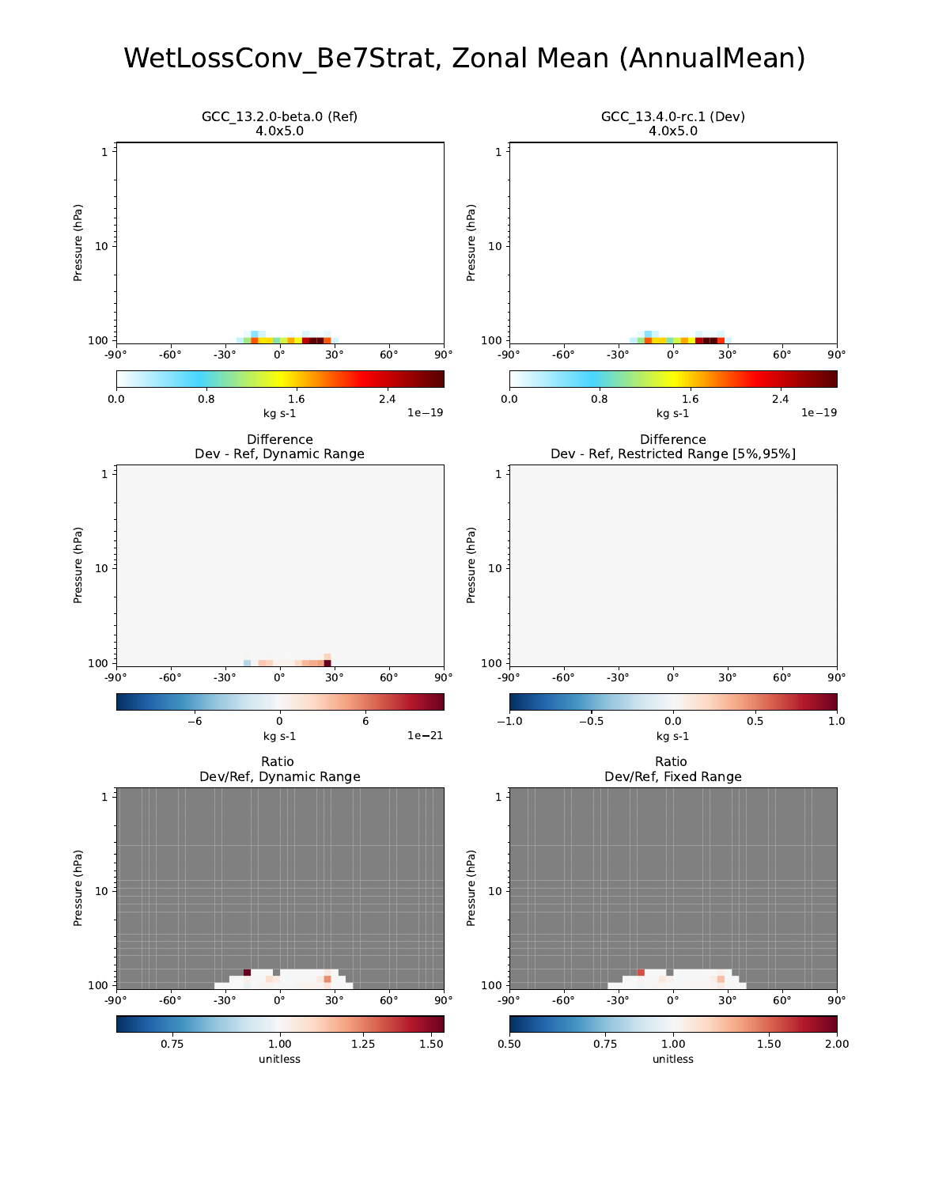# WetLossConv_Be7Strat, Zonal Mean (AnnualMean)

GCC_13.2.0-beta.0 (Ref)
4.0x5.0

GCC_13.4.0-rc.1 (Dev)
4.0x5.0

Difference
Dev - Ref, Dynamic Range

Difference
Dev - Ref, Restricted Range [5%,95%]

Ratio
Dev/Ref, Dynamic Range

Ratio
Dev/Ref, Fixed Range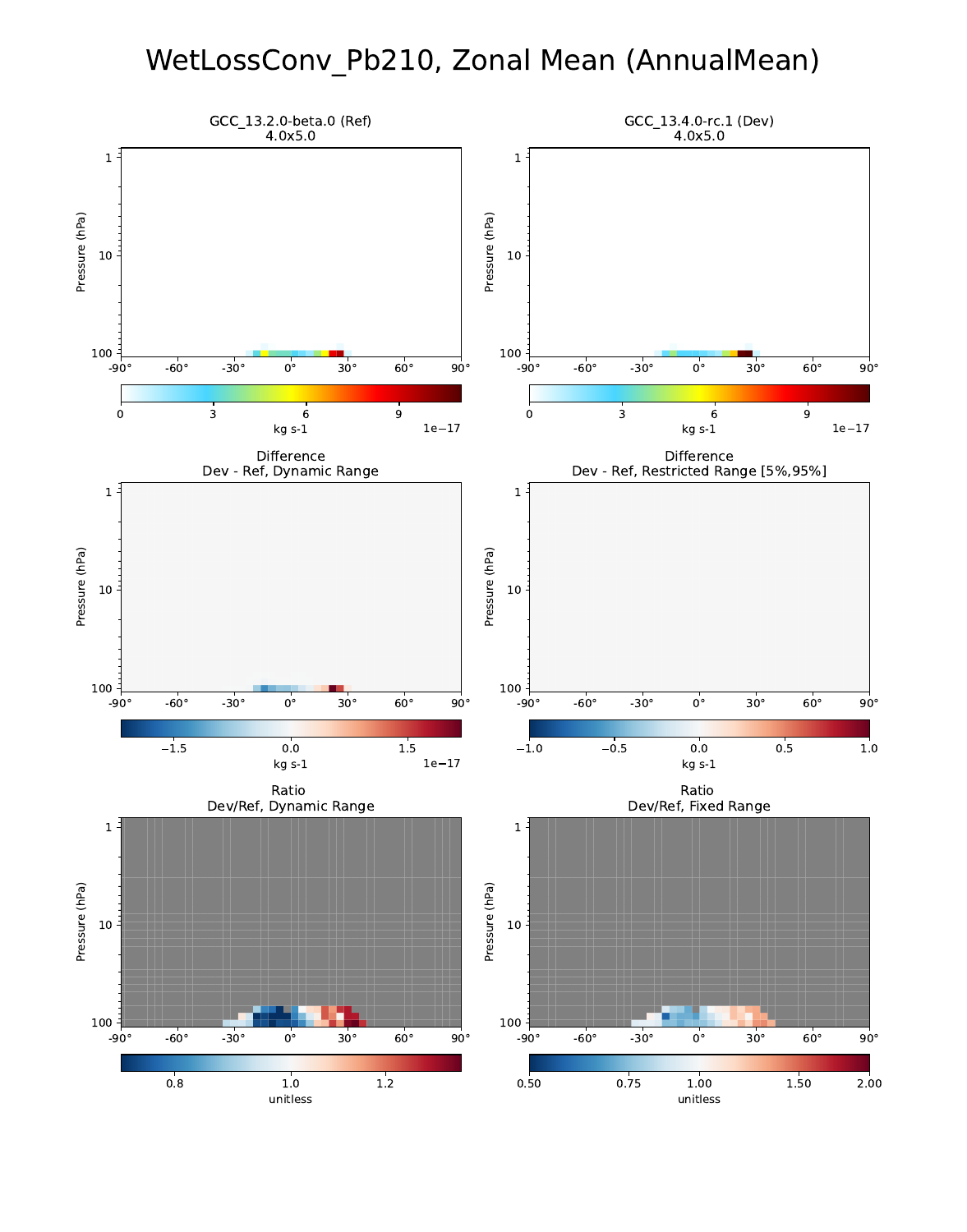# WetLossConv_Pb210, Zonal Mean (AnnualMean)

GCC_13.2.0-beta.0 (Ref)
4.0x5.0

GCC_13.4.0-rc.1 (Dev)
4.0x5.0

Difference
Dev - Ref, Dynamic Range

Difference
Dev - Ref, Restricted Range [5%,95%]

Ratio
Dev/Ref, Dynamic Range

Ratio
Dev/Ref, Fixed Range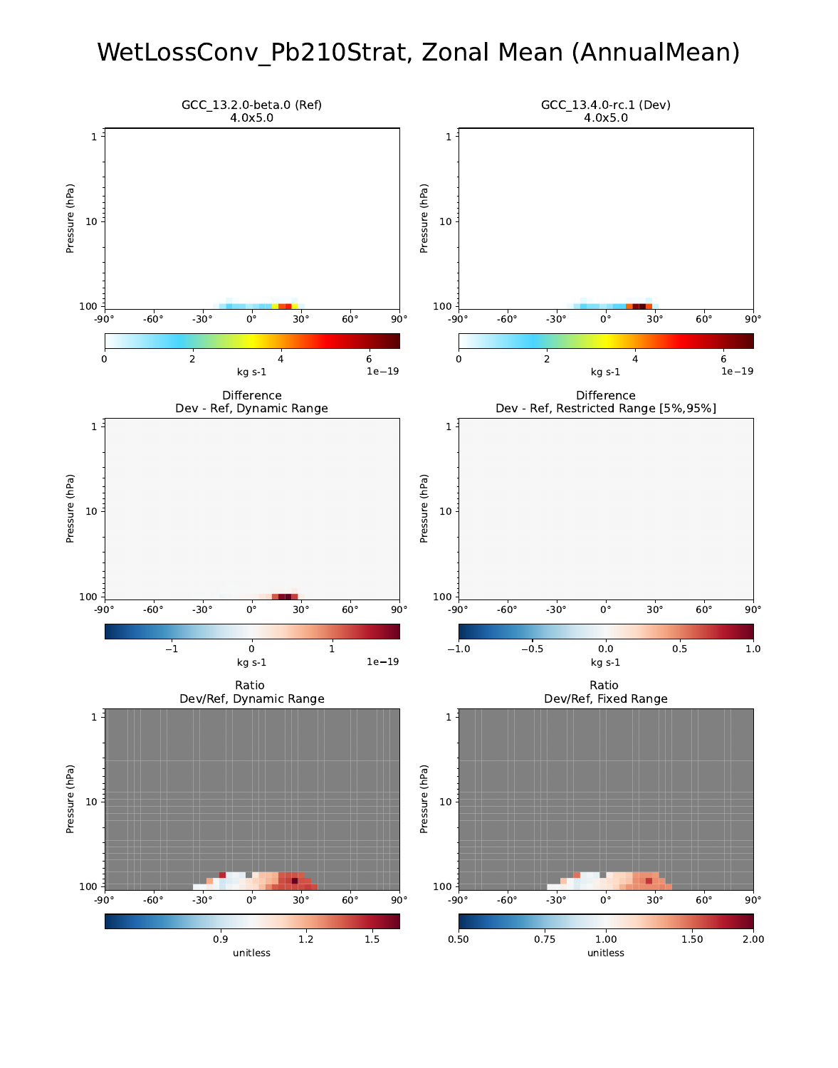# WetLossConv_Pb210Strat, Zonal Mean (AnnualMean)

GCC_13.2.0-beta.0 (Ref)
4.0x5.0

Pressure (hPa)
1
10
100
-90° -60° -30° 0° 30° 60° 90°
0 2 4 6
kg s-1 1e−19

GCC_13.4.0-rc.1 (Dev)
4.0x5.0

Pressure (hPa)
1
10
100
-90° -60° -30° 0° 30° 60° 90°
0 2 4 6
kg s-1 1e−19

Difference
Dev - Ref, Dynamic Range

Pressure (hPa)
1
10
100
-90° -60° -30° 0° 30° 60° 90°
−1 0 1
kg s-1 1e−19

Difference
Dev - Ref, Restricted Range [5%,95%]

Pressure (hPa)
1
10
100
-90° -60° -30° 0° 30° 60° 90°
−1.0 −0.5 0.0 0.5 1.0
kg s-1

Ratio
Dev/Ref, Dynamic Range

Pressure (hPa)
1
10
100
-90° -60° -30° 0° 30° 60° 90°
0.9 1.2 1.5
unitless

Ratio
Dev/Ref, Fixed Range

Pressure (hPa)
1
10
100
-90° -60° -30° 0° 30° 60° 90°
0.50 0.75 1.00 1.50 2.00
unitless